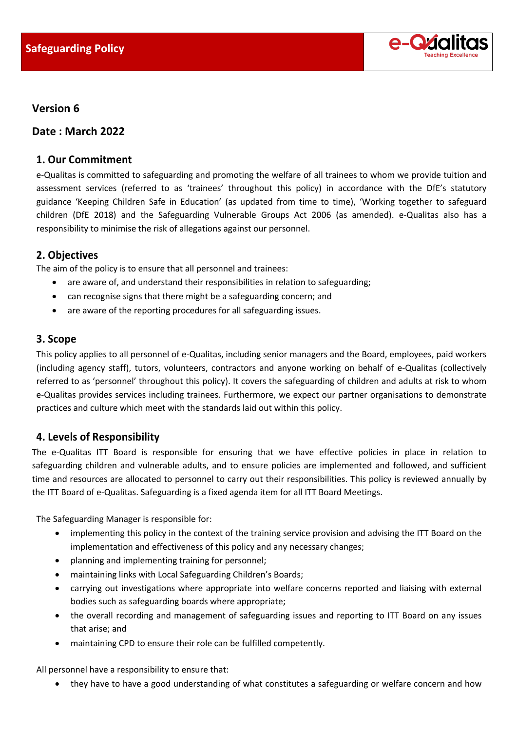# Safeguarding Policy

**Version 6**

**Date : March 2022**

## 1. Our Commitment

e-Qualitas is committed to safeguarding and promoting the welfare of all trainees to whom we provide tuition and assessment services (referred to as 'trainees' throughout this policy) in accordance with the DfE's statutory guidance 'Keeping Children Safe in Education' (as updated from time to time), 'Working together to safeguard children (DfE 2018) and the Safeguarding Vulnerable Groups Act 2006 (as amended). e-Qualitas also has a responsibility to minimise the risk of allegations against our personnel.

## 2. Objectives

The aim of the policy is to ensure that all personnel and trainees:

- are aware of, and understand their responsibilities in relation to safeguarding;
- can recognise signs that there might be a safeguarding concern; and
- are aware of the reporting procedures for all safeguarding issues.

## 3. Scope

This policy applies to all personnel of e-Qualitas, including senior managers and the Board, employees, paid workers (including agency staff), tutors, volunteers, contractors and anyone working on behalf of e-Qualitas (collectively referred to as 'personnel' throughout this policy). It covers the safeguarding of children and adults at risk to whom e-Qualitas provides services including trainees. Furthermore, we expect our partner organisations to demonstrate practices and culture which meet with the standards laid out within this policy.

## 4. Levels of Responsibility

The e-Qualitas ITT Board is responsible for ensuring that we have effective policies in place in relation to safeguarding children and vulnerable adults, and to ensure policies are implemented and followed, and sufficient time and resources are allocated to personnel to carry out their responsibilities. This policy is reviewed annually by the ITT Board of e-Qualitas. Safeguarding is a fixed agenda item for all ITT Board Meetings.

The Safeguarding Manager is responsible for:

- implementing this policy in the context of the training service provision and advising the ITT Board on the implementation and effectiveness of this policy and any necessary changes;
- planning and implementing training for personnel;
- maintaining links with Local Safeguarding Children's Boards;
- carrying out investigations where appropriate into welfare concerns reported and liaising with external bodies such as safeguarding boards where appropriate;
- the overall recording and management of safeguarding issues and reporting to ITT Board on any issues that arise; and
- maintaining CPD to ensure their role can be fulfilled competently.

All personnel have a responsibility to ensure that:

- they have to have a good understanding of what constitutes a safeguarding or welfare concern and how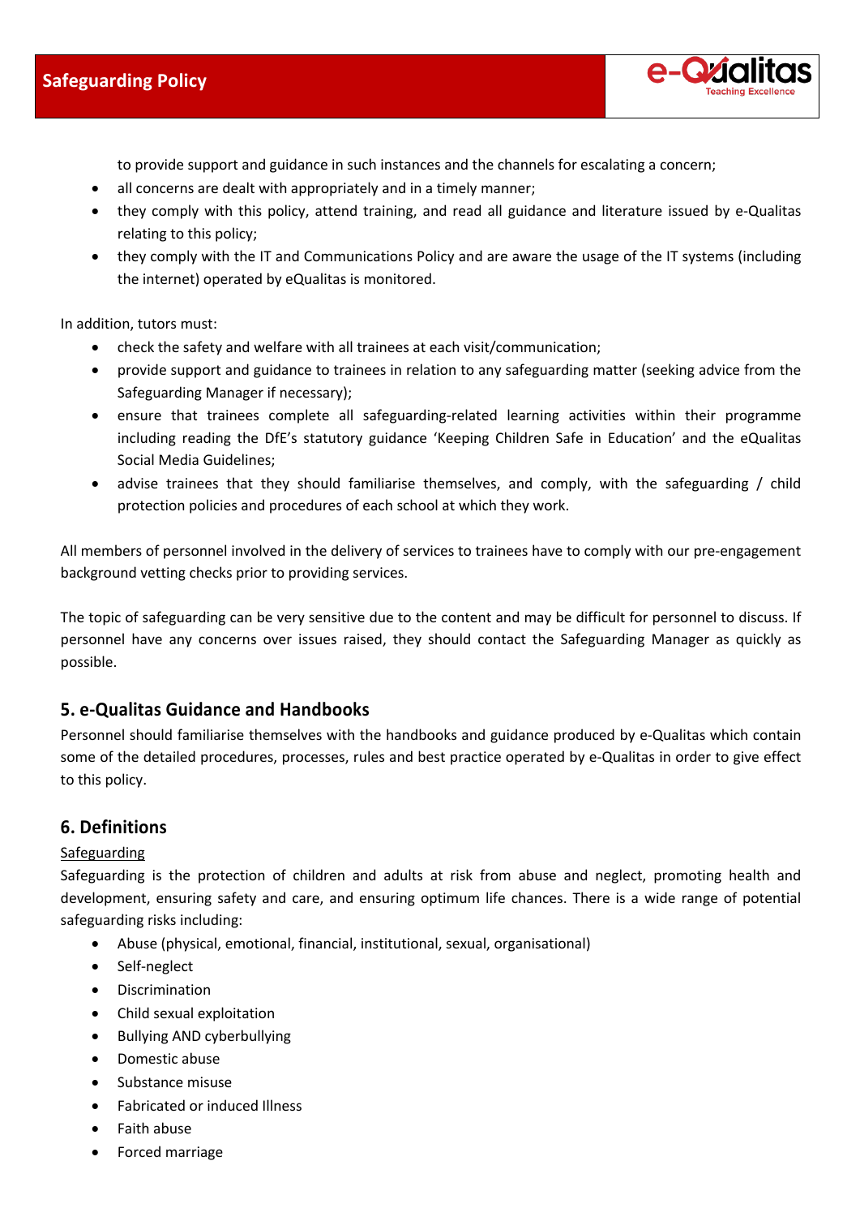to provide support and guidance in such instances and the channels for escalating a concern;

- all concerns are dealt with appropriately and in a timely manner;
- they comply with this policy, attend training, and read all guidance and literature issued by e-Qualitas relating to this policy;
- they comply with the IT and Communications Policy and are aware the usage of the IT systems (including the internet) operated by eQualitas is monitored.

In addition, tutors must:

- check the safety and welfare with all trainees at each visit/communication;
- provide support and guidance to trainees in relation to any safeguarding matter (seeking advice from the Safeguarding Manager if necessary);
- ensure that trainees complete all safeguarding-related learning activities within their programme including reading the DfE's statutory guidance 'Keeping Children Safe in Education' and the eQualitas Social Media Guidelines;
- advise trainees that they should familiarise themselves, and comply, with the safeguarding / child protection policies and procedures of each school at which they work.

All members of personnel involved in the delivery of services to trainees have to comply with our pre-engagement background vetting checks prior to providing services.

The topic of safeguarding can be very sensitive due to the content and may be difficult for personnel to discuss. If personnel have any concerns over issues raised, they should contact the Safeguarding Manager as quickly as possible.

## 5. e-Qualitas Guidance and Handbooks

Personnel should familiarise themselves with the handbooks and guidance produced by e-Qualitas which contain some of the detailed procedures, processes, rules and best practice operated by e-Qualitas in order to give effect to this policy.

## 6. Definitions

Safeguarding

Safeguarding is the protection of children and adults at risk from abuse and neglect, promoting health and development, ensuring safety and care, and ensuring optimum life chances. There is a wide range of potential safeguarding risks including:

- Abuse (physical, emotional, financial, institutional, sexual, organisational)
- Self-neglect
- Discrimination
- Child sexual exploitation
- Bullying AND cyberbullying
- Domestic abuse
- Substance misuse
- Fabricated or induced Illness
- Faith abuse
- Forced marriage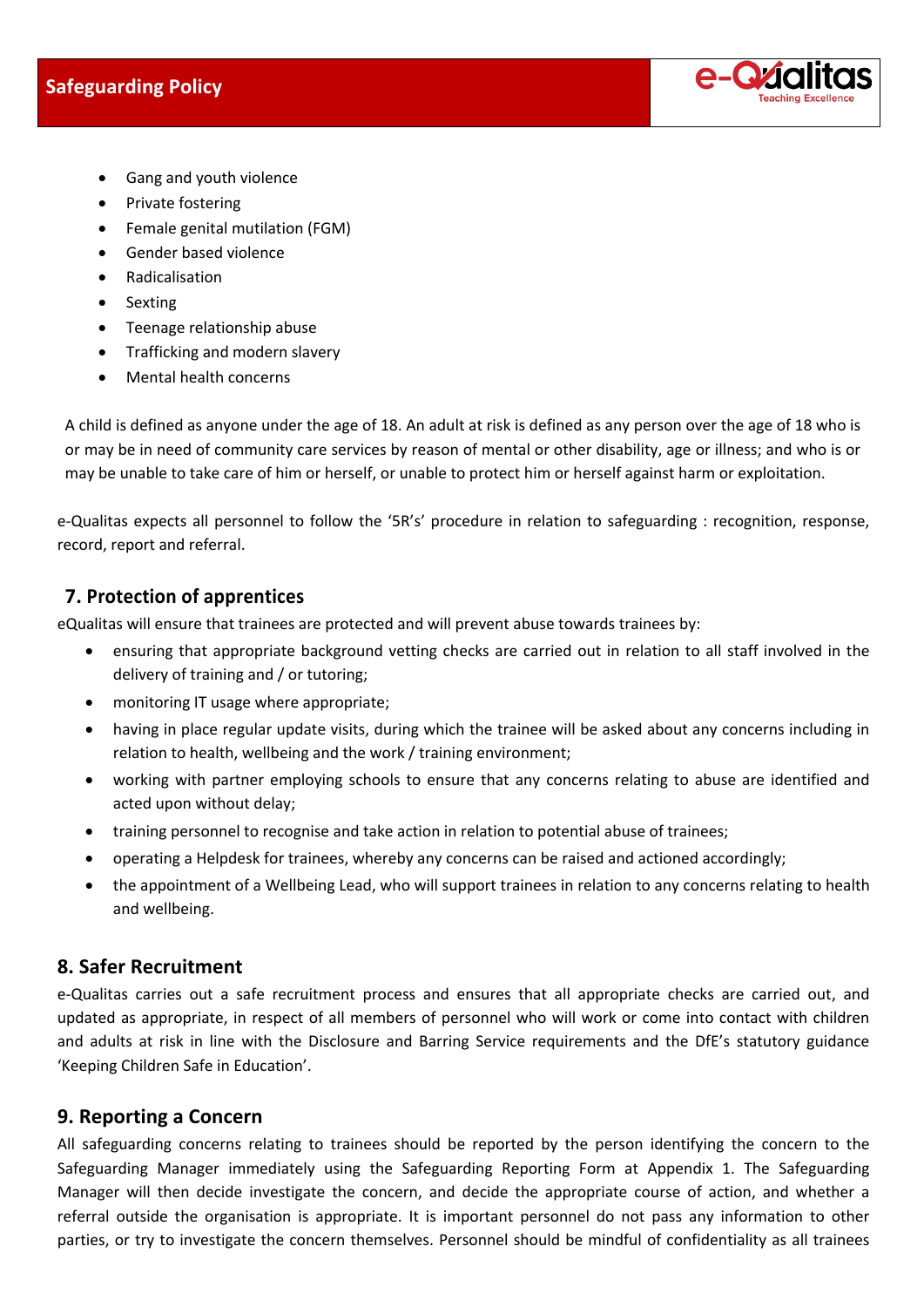- Gang and youth violence
- Private fostering
- Female genital mutilation (FGM)
- Gender based violence
- Radicalisation
- Sexting
- Teenage relationship abuse
- Trafficking and modern slavery
- Mental health concerns

A child is defined as anyone under the age of 18. An adult at risk is defined as any person over the age of 18 who is or may be in need of community care services by reason of mental or other disability, age or illness; and who is or may be unable to take care of him or herself, or unable to protect him or herself against harm or exploitation.

e-Qualitas expects all personnel to follow the '5R's' procedure in relation to safeguarding : recognition, response, record, report and referral.

## 7. Protection of apprentices

eQualitas will ensure that trainees are protected and will prevent abuse towards trainees by:

- ensuring that appropriate background vetting checks are carried out in relation to all staff involved in the delivery of training and / or tutoring;
- monitoring IT usage where appropriate;
- having in place regular update visits, during which the trainee will be asked about any concerns including in relation to health, wellbeing and the work / training environment;
- working with partner employing schools to ensure that any concerns relating to abuse are identified and acted upon without delay;
- training personnel to recognise and take action in relation to potential abuse of trainees;
- operating a Helpdesk for trainees, whereby any concerns can be raised and actioned accordingly;
- the appointment of a Wellbeing Lead, who will support trainees in relation to any concerns relating to health and wellbeing.

## 8. Safer Recruitment

e-Qualitas carries out a safe recruitment process and ensures that all appropriate checks are carried out, and updated as appropriate, in respect of all members of personnel who will work or come into contact with children and adults at risk in line with the Disclosure and Barring Service requirements and the DfE's statutory guidance 'Keeping Children Safe in Education'.

## 9. Reporting a Concern

All safeguarding concerns relating to trainees should be reported by the person identifying the concern to the Safeguarding Manager immediately using the Safeguarding Reporting Form at Appendix 1. The Safeguarding Manager will then decide investigate the concern, and decide the appropriate course of action, and whether a referral outside the organisation is appropriate. It is important personnel do not pass any information to other parties, or try to investigate the concern themselves. Personnel should be mindful of confidentiality as all trainees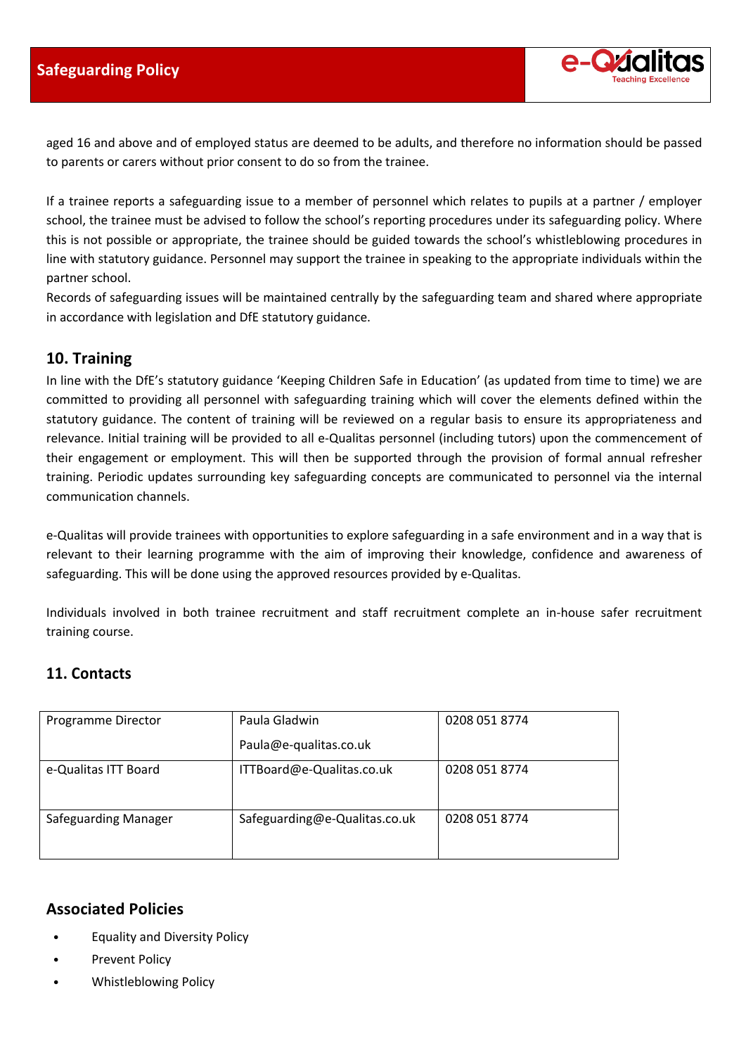aged 16 and above and of employed status are deemed to be adults, and therefore no information should be passed to parents or carers without prior consent to do so from the trainee.

If a trainee reports a safeguarding issue to a member of personnel which relates to pupils at a partner / employer school, the trainee must be advised to follow the school's reporting procedures under its safeguarding policy. Where this is not possible or appropriate, the trainee should be guided towards the school's whistleblowing procedures in line with statutory guidance. Personnel may support the trainee in speaking to the appropriate individuals within the partner school.
Records of safeguarding issues will be maintained centrally by the safeguarding team and shared where appropriate in accordance with legislation and DfE statutory guidance.

## 10. Training

In line with the DfE's statutory guidance 'Keeping Children Safe in Education' (as updated from time to time) we are committed to providing all personnel with safeguarding training which will cover the elements defined within the statutory guidance. The content of training will be reviewed on a regular basis to ensure its appropriateness and relevance. Initial training will be provided to all e-Qualitas personnel (including tutors) upon the commencement of their engagement or employment. This will then be supported through the provision of formal annual refresher training. Periodic updates surrounding key safeguarding concepts are communicated to personnel via the internal communication channels.

e-Qualitas will provide trainees with opportunities to explore safeguarding in a safe environment and in a way that is relevant to their learning programme with the aim of improving their knowledge, confidence and awareness of safeguarding. This will be done using the approved resources provided by e-Qualitas.

Individuals involved in both trainee recruitment and staff recruitment complete an in-house safer recruitment training course.

## 11. Contacts

| | | |
|---|---|---|
| Programme Director | Paula Gladwin<br>Paula@e-qualitas.co.uk | 0208 051 8774 |
| e-Qualitas ITT Board | ITTBoard@e-Qualitas.co.uk | 0208 051 8774 |
| Safeguarding Manager | Safeguarding@e-Qualitas.co.uk | 0208 051 8774 |

## Associated Policies

- Equality and Diversity Policy
- Prevent Policy
- Whistleblowing Policy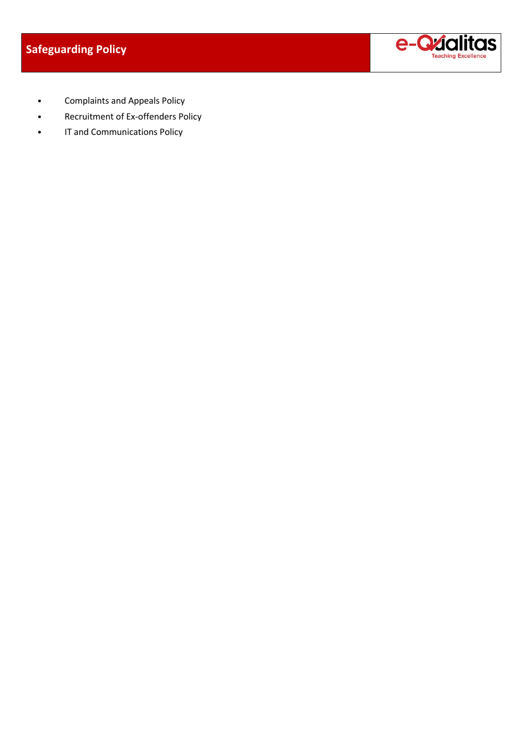- Complaints and Appeals Policy
- Recruitment of Ex-offenders Policy
- IT and Communications Policy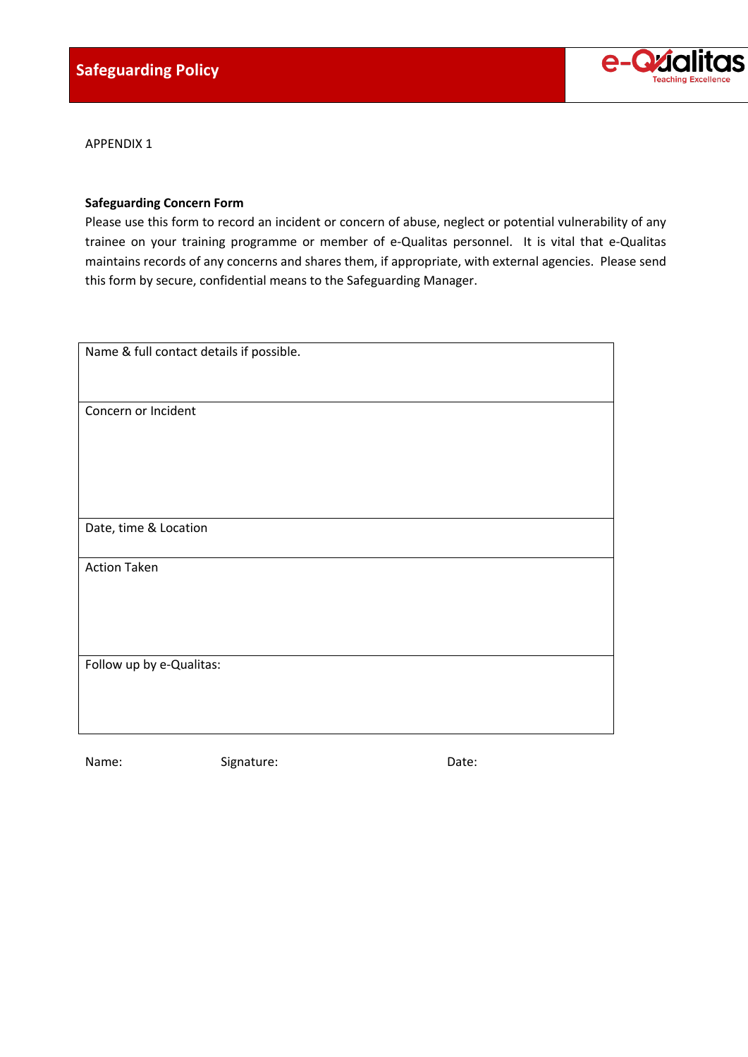APPENDIX 1

**Safeguarding Concern Form**

Please use this form to record an incident or concern of abuse, neglect or potential vulnerability of any trainee on your training programme or member of e-Qualitas personnel. It is vital that e-Qualitas maintains records of any concerns and shares them, if appropriate, with external agencies. Please send this form by secure, confidential means to the Safeguarding Manager.

| |
|---|
| Name & full contact details if possible. |
| Concern or Incident |
| Date, time & Location |
| Action Taken |
| Follow up by e-Qualitas: |

Name: Signature: Date: